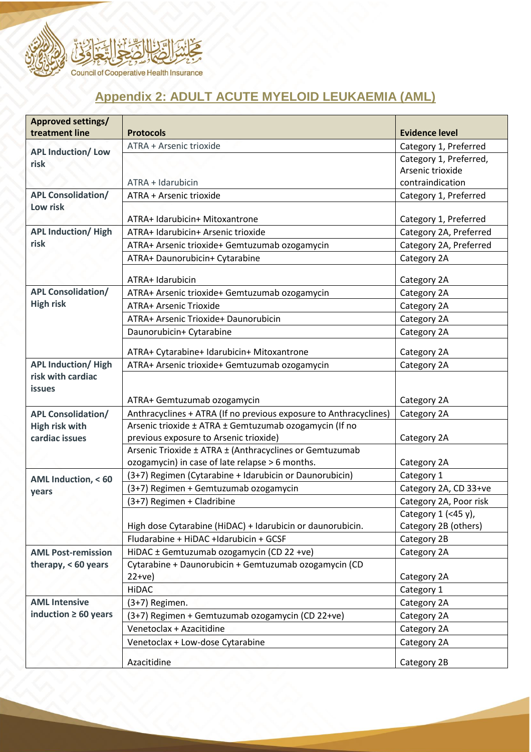## Appendix 2: ADULT ACUTE MYELOID LEUKAEMIA (AML)

| Approved settings/ treatment line | Protocols | Evidence level |
|---|---|---|
| APL Induction/ Low risk | ATRA + Arsenic trioxide | Category 1, Preferred |
| | ATRA + Idarubicin | Category 1, Preferred, Arsenic trioxide contraindication |
| APL Consolidation/ Low risk | ATRA + Arsenic trioxide | Category 1, Preferred |
| | ATRA+ Idarubicin+ Mitoxantrone | Category 1, Preferred |
| APL Induction/ High risk | ATRA+ Idarubicin+ Arsenic trioxide | Category 2A, Preferred |
| | ATRA+ Arsenic trioxide+ Gemtuzumab ozogamycin | Category 2A, Preferred |
| | ATRA+ Daunorubicin+ Cytarabine | Category 2A |
| | ATRA+ Idarubicin | Category 2A |
| APL Consolidation/ High risk | ATRA+ Arsenic trioxide+ Gemtuzumab ozogamycin | Category 2A |
| | ATRA+ Arsenic Trioxide | Category 2A |
| | ATRA+ Arsenic Trioxide+ Daunorubicin | Category 2A |
| | Daunorubicin+ Cytarabine | Category 2A |
| | ATRA+ Cytarabine+ Idarubicin+ Mitoxantrone | Category 2A |
| APL Induction/ High risk with cardiac issues | ATRA+ Arsenic trioxide+ Gemtuzumab ozogamycin | Category 2A |
| | ATRA+ Gemtuzumab ozogamycin | Category 2A |
| APL Consolidation/ High risk with cardiac issues | Anthracyclines + ATRA (If no previous exposure to Anthracyclines) | Category 2A |
| | Arsenic trioxide ± ATRA ± Gemtuzumab ozogamycin (If no previous exposure to Arsenic trioxide) | Category 2A |
| | Arsenic Trioxide ± ATRA ± (Anthracyclines or Gemtuzumab ozogamycin) in case of late relapse > 6 months. | Category 2A |
| AML Induction, < 60 years | (3+7) Regimen (Cytarabine + Idarubicin or Daunorubicin) | Category 1 |
| | (3+7) Regimen + Gemtuzumab ozogamycin | Category 2A, CD 33+ve |
| | (3+7) Regimen + Cladribine | Category 2A, Poor risk |
| | High dose Cytarabine (HiDAC) + Idarubicin or daunorubicin. | Category 1 (<45 y), Category 2B (others) |
| | Fludarabine + HiDAC +Idarubicin + GCSF | Category 2B |
| AML Post-remission therapy, < 60 years | HiDAC ± Gemtuzumab ozogamycin (CD 22 +ve) | Category 2A |
| | Cytarabine + Daunorubicin + Gemtuzumab ozogamycin (CD 22+ve) | Category 2A |
| | HiDAC | Category 1 |
| AML Intensive induction ≥ 60 years | (3+7) Regimen. | Category 2A |
| | (3+7) Regimen + Gemtuzumab ozogamycin (CD 22+ve) | Category 2A |
| | Venetoclax + Azacitidine | Category 2A |
| | Venetoclax + Low-dose Cytarabine | Category 2A |
| | Azacitidine | Category 2B |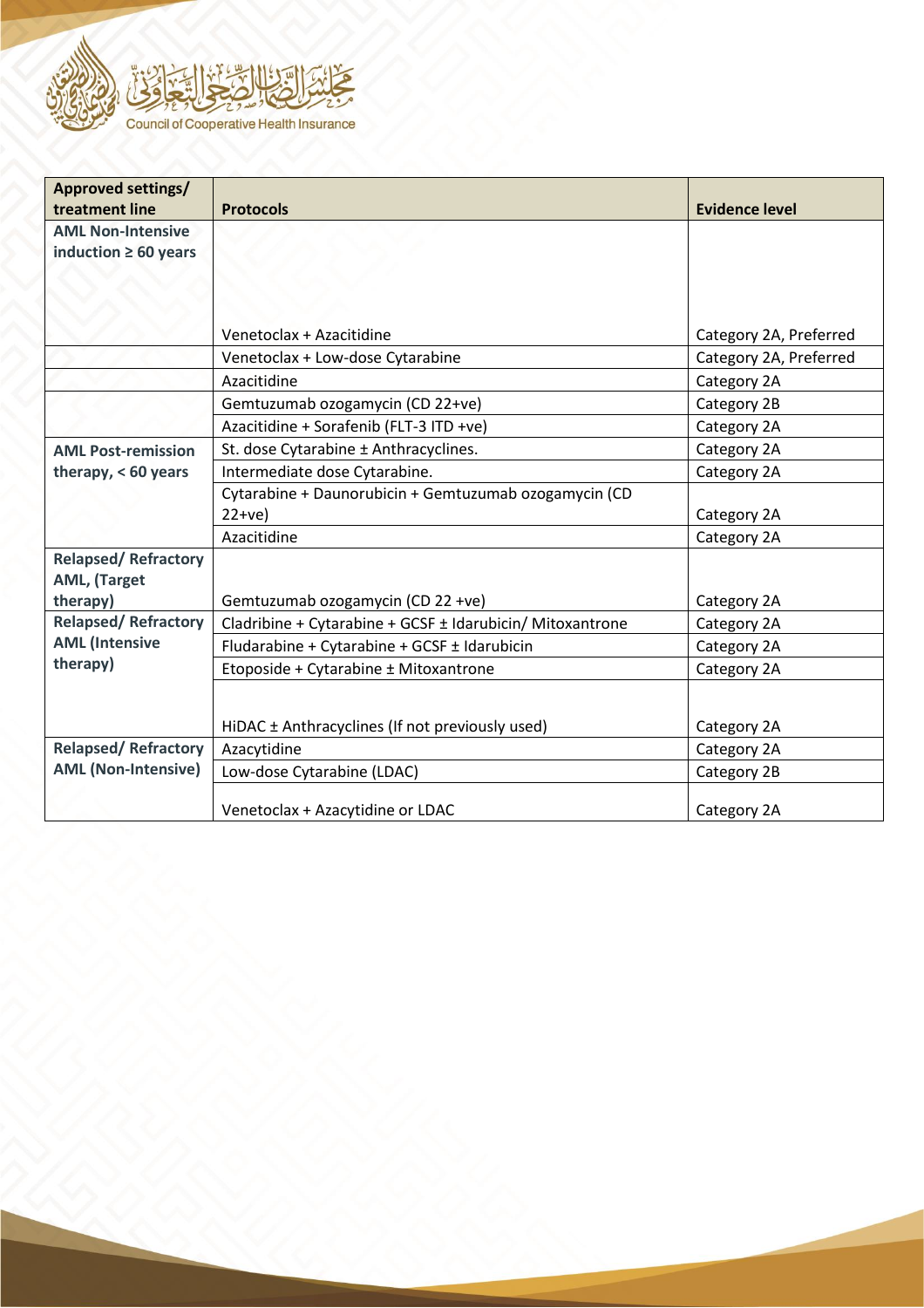| Approved settings/ treatment line | Protocols | Evidence level |
|---|---|---|
| AML Non-Intensive induction ≥ 60 years | Venetoclax + Azacitidine | Category 2A, Preferred |
| | Venetoclax + Low-dose Cytarabine | Category 2A, Preferred |
| | Azacitidine | Category 2A |
| | Gemtuzumab ozogamycin (CD 22+ve) | Category 2B |
| | Azacitidine + Sorafenib (FLT-3 ITD +ve) | Category 2A |
| AML Post-remission therapy, < 60 years | St. dose Cytarabine ± Anthracyclines. | Category 2A |
| | Intermediate dose Cytarabine. | Category 2A |
| | Cytarabine + Daunorubicin + Gemtuzumab ozogamycin (CD 22+ve) | Category 2A |
| | Azacitidine | Category 2A |
| Relapsed/ Refractory AML, (Target therapy) | Gemtuzumab ozogamycin (CD 22 +ve) | Category 2A |
| Relapsed/ Refractory AML (Intensive therapy) | Cladribine + Cytarabine + GCSF ± Idarubicin/ Mitoxantrone | Category 2A |
| | Fludarabine + Cytarabine + GCSF ± Idarubicin | Category 2A |
| | Etoposide + Cytarabine ± Mitoxantrone | Category 2A |
| | HiDAC ± Anthracyclines (If not previously used) | Category 2A |
| Relapsed/ Refractory AML (Non-Intensive) | Azacytidine | Category 2A |
| | Low-dose Cytarabine (LDAC) | Category 2B |
| | Venetoclax + Azacytidine or LDAC | Category 2A |